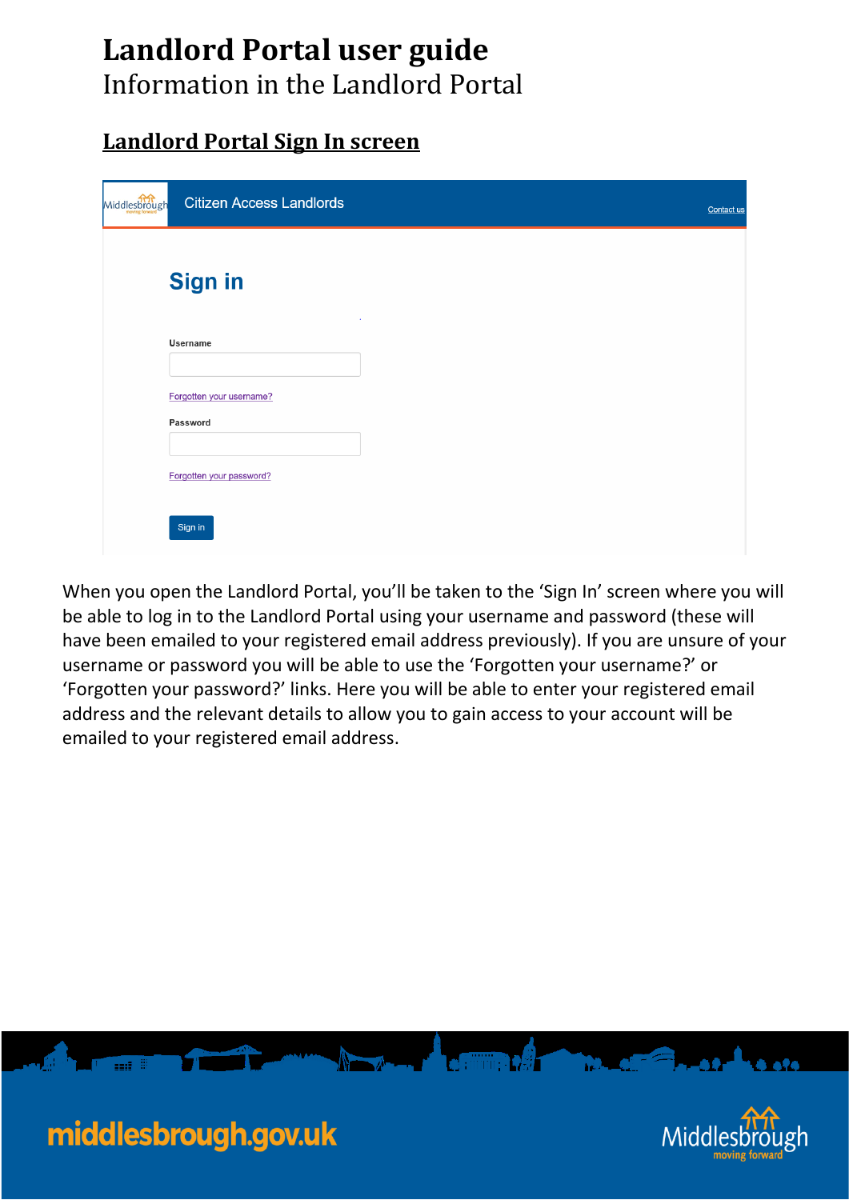# Landlord Portal user guide

Information in the Landlord Portal

## Landlord Portal Sign In screen

When you open the Landlord Portal, you'll be taken to the 'Sign In' screen where you will be able to log in to the Landlord Portal using your username and password (these will have been emailed to your registered email address previously). If you are unsure of your username or password you will be able to use the 'Forgotten your username?' or 'Forgotten your password?' links. Here you will be able to enter your registered email address and the relevant details to allow you to gain access to your account will be emailed to your registered email address.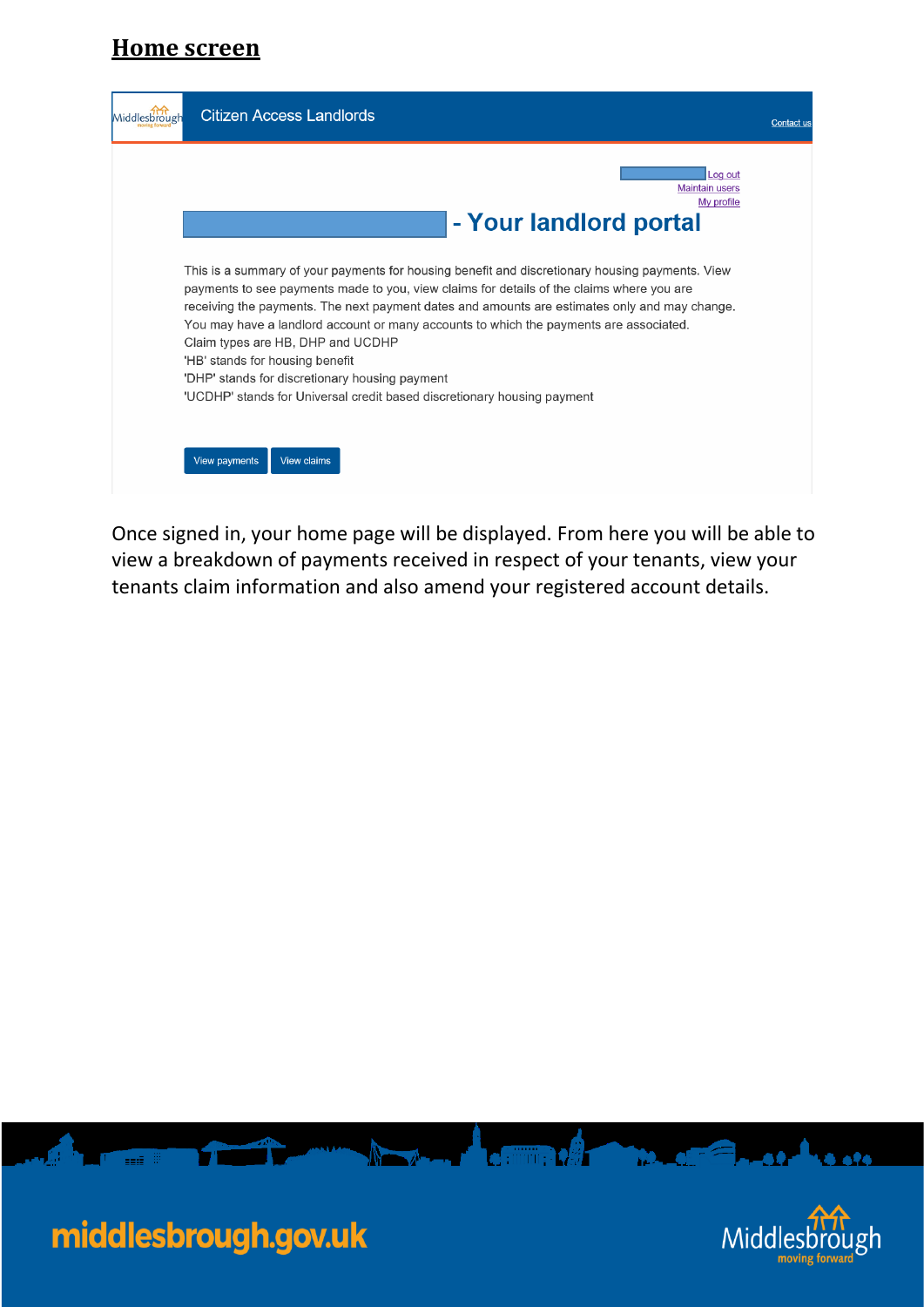## Home screen

Citizen Access Landlords

Contact us

Log out
Maintain users
My profile

- Your landlord portal

This is a summary of your payments for housing benefit and discretionary housing payments. View payments to see payments made to you, view claims for details of the claims where you are receiving the payments. The next payment dates and amounts are estimates only and may change. You may have a landlord account or many accounts to which the payments are associated.
Claim types are HB, DHP and UCDHP
'HB' stands for housing benefit
'DHP' stands for discretionary housing payment
'UCDHP' stands for Universal credit based discretionary housing payment

View payments | View claims

Once signed in, your home page will be displayed. From here you will be able to view a breakdown of payments received in respect of your tenants, view your tenants claim information and also amend your registered account details.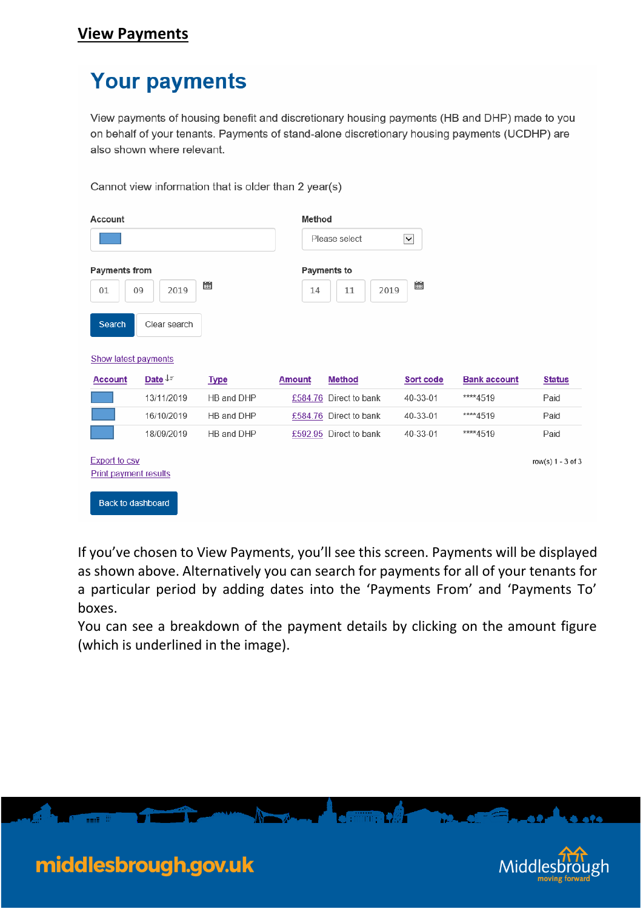## View Payments

# Your payments

View payments of housing benefit and discretionary housing payments (HB and DHP) made to you on behalf of your tenants. Payments of stand-alone discretionary housing payments (UCDHP) are also shown where relevant.

Cannot view information that is older than 2 year(s)

Account

Method

Please select

Payments from

01 09 2019

Payments to

14 11 2019

Search Clear search

Show latest payments

| Account | Date | Type | Amount | Method | Sort code | Bank account | Status |
|---|---|---|---|---|---|---|---|
| | 13/11/2019 | HB and DHP | £584.76 | Direct to bank | 40-33-01 | ****4519 | Paid |
| | 16/10/2019 | HB and DHP | £584.76 | Direct to bank | 40-33-01 | ****4519 | Paid |
| | 18/09/2019 | HB and DHP | £592.95 | Direct to bank | 40-33-01 | ****4519 | Paid |

Export to csv

Print payment results

row(s) 1 - 3 of 3

Back to dashboard

If you've chosen to View Payments, you'll see this screen. Payments will be displayed as shown above. Alternatively you can search for payments for all of your tenants for a particular period by adding dates into the 'Payments From' and 'Payments To' boxes.

You can see a breakdown of the payment details by clicking on the amount figure (which is underlined in the image).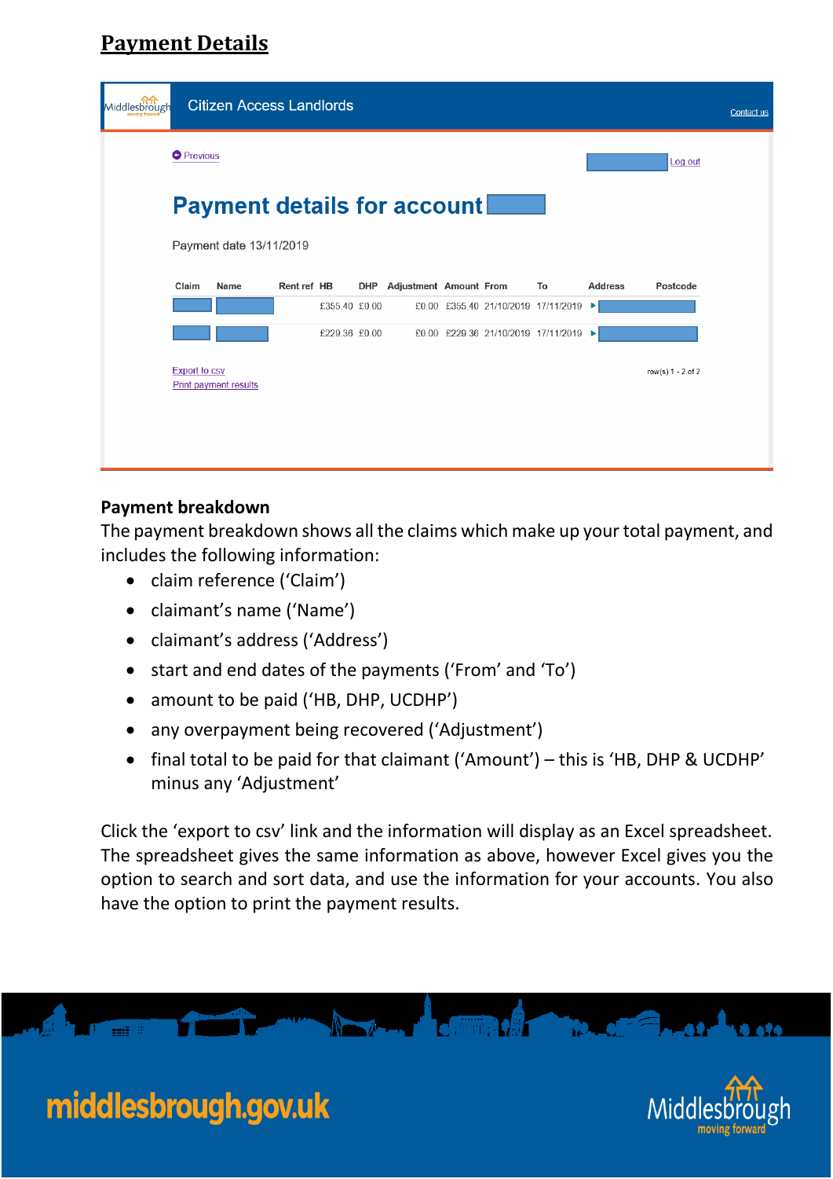# Payment Details

Citizen Access Landlords

Contact us

Previous

Log out

## Payment details for account

Payment date 13/11/2019

| Claim | Name | Rent ref | HB | DHP | Adjustment | Amount | From | To | Address | Postcode |
|---|---|---|---|---|---|---|---|---|---|---|
| | | | £355.40 | £0.00 | £0.00 | £355.40 | 21/10/2019 | 17/11/2019 | ▸ | |
| | | | £229.36 | £0.00 | £0.00 | £229.36 | 21/10/2019 | 17/11/2019 | ▸ | |

Export to csv

Print payment results

row(s) 1 - 2 of 2

**Payment breakdown**

The payment breakdown shows all the claims which make up your total payment, and includes the following information:

- claim reference ('Claim')
- claimant's name ('Name')
- claimant's address ('Address')
- start and end dates of the payments ('From' and 'To')
- amount to be paid ('HB, DHP, UCDHP')
- any overpayment being recovered ('Adjustment')
- final total to be paid for that claimant ('Amount') – this is 'HB, DHP & UCDHP' minus any 'Adjustment'

Click the 'export to csv' link and the information will display as an Excel spreadsheet. The spreadsheet gives the same information as above, however Excel gives you the option to search and sort data, and use the information for your accounts. You also have the option to print the payment results.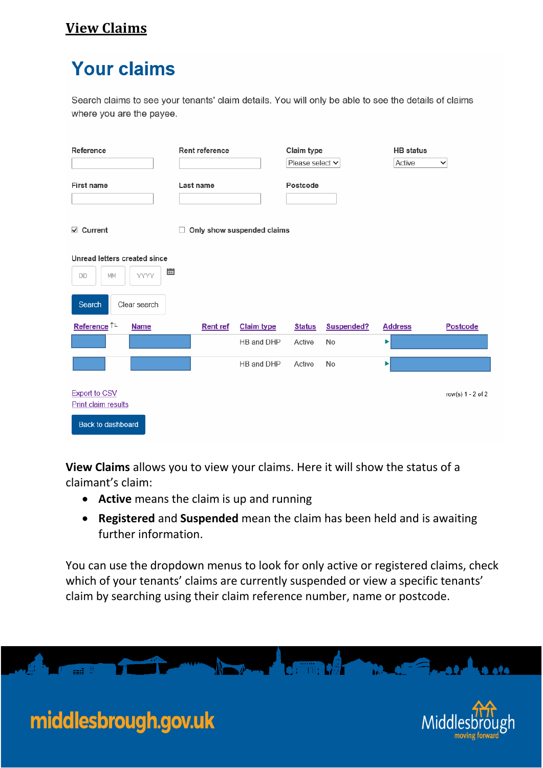## View Claims

# Your claims

Search claims to see your tenants' claim details. You will only be able to see the details of claims where you are the payee.

Reference | Rent reference | Claim type: Please select | HB status: Active

First name | Last name | Postcode

☑ Current ☐ Only show suspended claims

Unread letters created since DD MM YYYY

Search | Clear search

| Reference | Name | Rent ref | Claim type | Status | Suspended? | Address | Postcode |
|---|---|---|---|---|---|---|---|
| | | | HB and DHP | Active | No | | |
| | | | HB and DHP | Active | No | | |

Export to CSV
Print claim results

row(s) 1 - 2 of 2

Back to dashboard

**View Claims** allows you to view your claims. Here it will show the status of a claimant's claim:

- **Active** means the claim is up and running
- **Registered** and **Suspended** mean the claim has been held and is awaiting further information.

You can use the dropdown menus to look for only active or registered claims, check which of your tenants' claims are currently suspended or view a specific tenants' claim by searching using their claim reference number, name or postcode.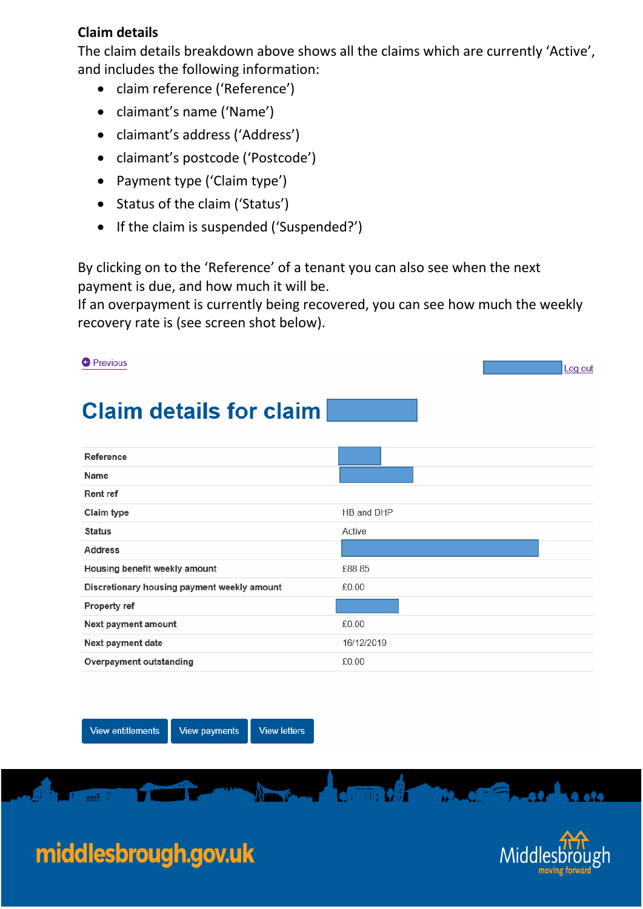**Claim details**

The claim details breakdown above shows all the claims which are currently 'Active', and includes the following information:

- claim reference ('Reference')
- claimant's name ('Name')
- claimant's address ('Address')
- claimant's postcode ('Postcode')
- Payment type ('Claim type')
- Status of the claim ('Status')
- If the claim is suspended ('Suspended?')

By clicking on to the 'Reference' of a tenant you can also see when the next payment is due, and how much it will be.

If an overpayment is currently being recovered, you can see how much the weekly recovery rate is (see screen shot below).

Previous | Log out

# Claim details for claim

| | |
|---|---|
| Reference | |
| Name | |
| Rent ref | |
| Claim type | HB and DHP |
| Status | Active |
| Address | |
| Housing benefit weekly amount | £88.85 |
| Discretionary housing payment weekly amount | £0.00 |
| Property ref | |
| Next payment amount | £0.00 |
| Next payment date | 16/12/2019 |
| Overpayment outstanding | £0.00 |

View entitlements | View payments | View letters

middlesbrough.gov.uk

Middlesbrough moving forward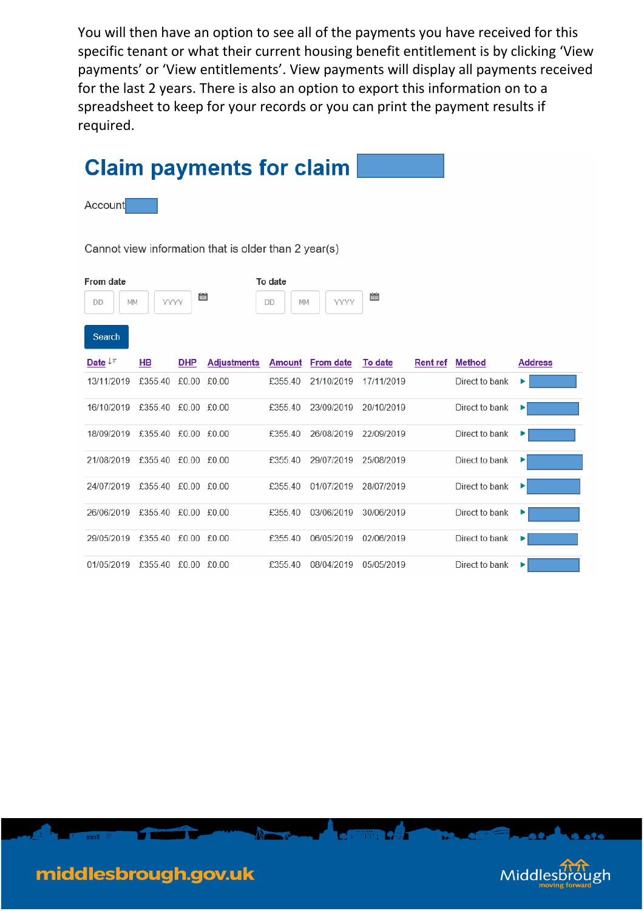You will then have an option to see all of the payments you have received for this specific tenant or what their current housing benefit entitlement is by clicking 'View payments' or 'View entitlements'. View payments will display all payments received for the last 2 years. There is also an option to export this information on to a spreadsheet to keep for your records or you can print the payment results if required.

# Claim payments for claim

Account

Cannot view information that is older than 2 year(s)

From date

DD MM YYYY

To date

DD MM YYYY

Search

| Date | HB | DHP | Adjustments | Amount | From date | To date | Rent ref | Method | Address |
|---|---|---|---|---|---|---|---|---|---|
| 13/11/2019 | £355.40 | £0.00 | £0.00 | £355.40 | 21/10/2019 | 17/11/2019 | | Direct to bank | |
| 16/10/2019 | £355.40 | £0.00 | £0.00 | £355.40 | 23/09/2019 | 20/10/2019 | | Direct to bank | |
| 18/09/2019 | £355.40 | £0.00 | £0.00 | £355.40 | 26/08/2019 | 22/09/2019 | | Direct to bank | |
| 21/08/2019 | £355.40 | £0.00 | £0.00 | £355.40 | 29/07/2019 | 25/08/2019 | | Direct to bank | |
| 24/07/2019 | £355.40 | £0.00 | £0.00 | £355.40 | 01/07/2019 | 28/07/2019 | | Direct to bank | |
| 26/06/2019 | £355.40 | £0.00 | £0.00 | £355.40 | 03/06/2019 | 30/06/2019 | | Direct to bank | |
| 29/05/2019 | £355.40 | £0.00 | £0.00 | £355.40 | 06/05/2019 | 02/06/2019 | | Direct to bank | |
| 01/05/2019 | £355.40 | £0.00 | £0.00 | £355.40 | 08/04/2019 | 05/05/2019 | | Direct to bank | |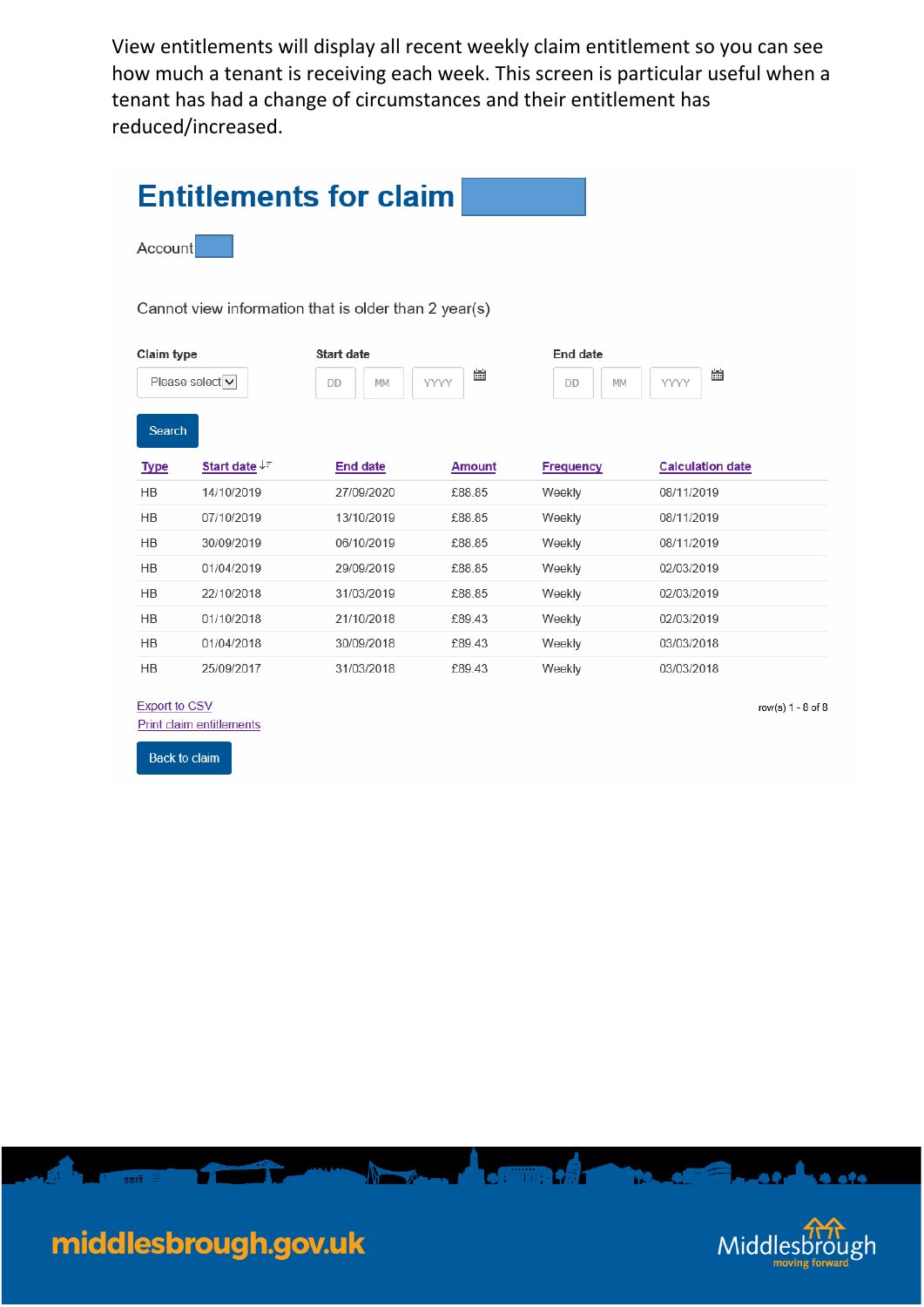View entitlements will display all recent weekly claim entitlement so you can see how much a tenant is receiving each week. This screen is particular useful when a tenant has had a change of circumstances and their entitlement has reduced/increased.

# Entitlements for claim

Account

Cannot view information that is older than 2 year(s)

**Claim type** Please select

**Start date** DD MM YYYY

**End date** DD MM YYYY

Search

| Type | Start date | End date | Amount | Frequency | Calculation date |
|---|---|---|---|---|---|
| HB | 14/10/2019 | 27/09/2020 | £88.85 | Weekly | 08/11/2019 |
| HB | 07/10/2019 | 13/10/2019 | £88.85 | Weekly | 08/11/2019 |
| HB | 30/09/2019 | 06/10/2019 | £88.85 | Weekly | 08/11/2019 |
| HB | 01/04/2019 | 29/09/2019 | £88.85 | Weekly | 02/03/2019 |
| HB | 22/10/2018 | 31/03/2019 | £88.85 | Weekly | 02/03/2019 |
| HB | 01/10/2018 | 21/10/2018 | £89.43 | Weekly | 02/03/2019 |
| HB | 01/04/2018 | 30/09/2018 | £89.43 | Weekly | 03/03/2018 |
| HB | 25/09/2017 | 31/03/2018 | £89.43 | Weekly | 03/03/2018 |

Export to CSV

Print claim entitlements

row(s) 1 - 8 of 8

Back to claim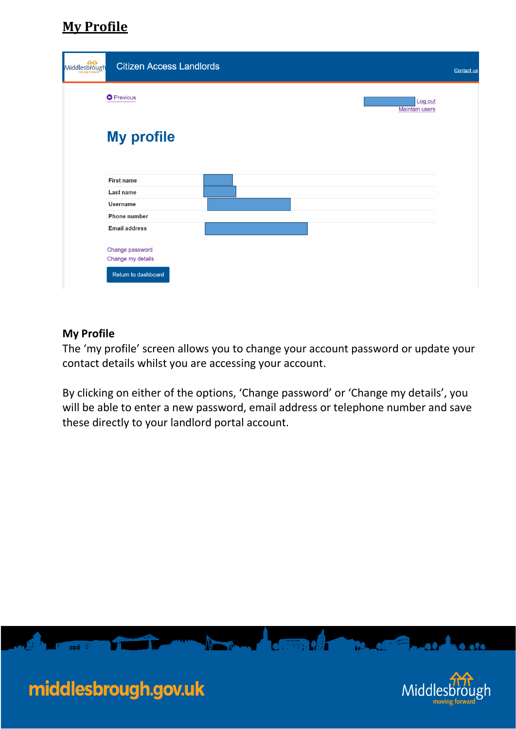# My Profile

Middlesbrough Citizen Access Landlords Contact us

Previous

Log out
Maintain users

## My profile

| | |
|---|---|
| First name | |
| Last name | |
| Username | |
| Phone number | |
| Email address | |

Change password
Change my details

Return to dashboard

**My Profile**

The ‘my profile’ screen allows you to change your account password or update your contact details whilst you are accessing your account.

By clicking on either of the options, ‘Change password’ or ‘Change my details’, you will be able to enter a new password, email address or telephone number and save these directly to your landlord portal account.